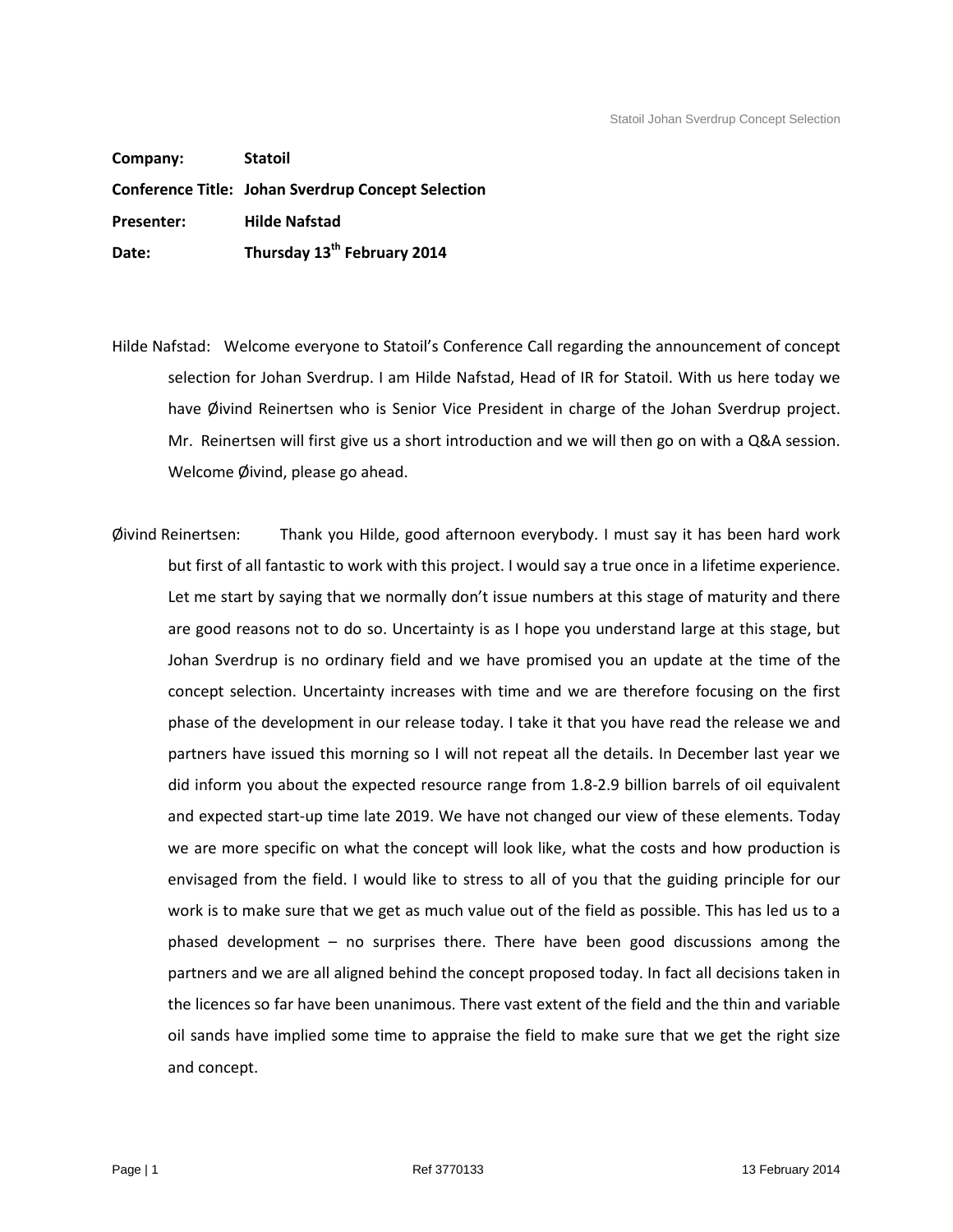**Company:** Statoil

**Conference Title:** Johan Sverdrup Concept Selection

**Presenter:** Hilde Nafstad

**Date:** Thursday 13th February 2014

Hilde Nafstad: Welcome everyone to Statoil's Conference Call regarding the announcement of concept selection for Johan Sverdrup. I am Hilde Nafstad, Head of IR for Statoil. With us here today we have Øivind Reinertsen who is Senior Vice President in charge of the Johan Sverdrup project. Mr. Reinertsen will first give us a short introduction and we will then go on with a Q&A session. Welcome Øivind, please go ahead.

Øivind Reinertsen: Thank you Hilde, good afternoon everybody. I must say it has been hard work but first of all fantastic to work with this project. I would say a true once in a lifetime experience. Let me start by saying that we normally don't issue numbers at this stage of maturity and there are good reasons not to do so. Uncertainty is as I hope you understand large at this stage, but Johan Sverdrup is no ordinary field and we have promised you an update at the time of the concept selection. Uncertainty increases with time and we are therefore focusing on the first phase of the development in our release today. I take it that you have read the release we and partners have issued this morning so I will not repeat all the details. In December last year we did inform you about the expected resource range from 1.8-2.9 billion barrels of oil equivalent and expected start-up time late 2019. We have not changed our view of these elements. Today we are more specific on what the concept will look like, what the costs and how production is envisaged from the field. I would like to stress to all of you that the guiding principle for our work is to make sure that we get as much value out of the field as possible. This has led us to a phased development – no surprises there. There have been good discussions among the partners and we are all aligned behind the concept proposed today. In fact all decisions taken in the licences so far have been unanimous. There vast extent of the field and the thin and variable oil sands have implied some time to appraise the field to make sure that we get the right size and concept.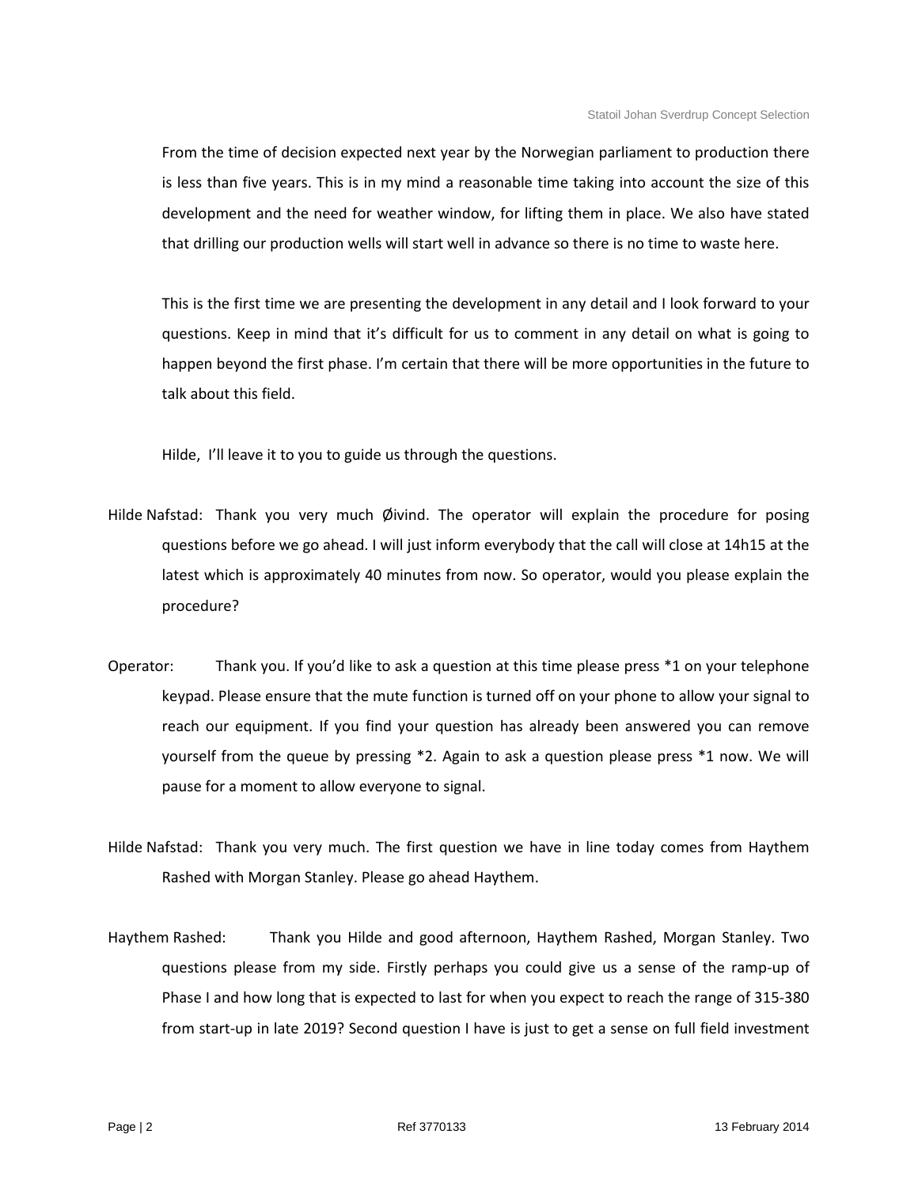From the time of decision expected next year by the Norwegian parliament to production there is less than five years. This is in my mind a reasonable time taking into account the size of this development and the need for weather window, for lifting them in place. We also have stated that drilling our production wells will start well in advance so there is no time to waste here.

This is the first time we are presenting the development in any detail and I look forward to your questions. Keep in mind that it's difficult for us to comment in any detail on what is going to happen beyond the first phase. I'm certain that there will be more opportunities in the future to talk about this field.

Hilde, I'll leave it to you to guide us through the questions.

Hilde Nafstad: Thank you very much Øivind. The operator will explain the procedure for posing questions before we go ahead. I will just inform everybody that the call will close at 14h15 at the latest which is approximately 40 minutes from now. So operator, would you please explain the procedure?

Operator: Thank you. If you'd like to ask a question at this time please press *1 on your telephone keypad. Please ensure that the mute function is turned off on your phone to allow your signal to reach our equipment. If you find your question has already been answered you can remove yourself from the queue by pressing *2. Again to ask a question please press *1 now. We will pause for a moment to allow everyone to signal.

Hilde Nafstad: Thank you very much. The first question we have in line today comes from Haythem Rashed with Morgan Stanley. Please go ahead Haythem.

Haythem Rashed: Thank you Hilde and good afternoon, Haythem Rashed, Morgan Stanley. Two questions please from my side. Firstly perhaps you could give us a sense of the ramp-up of Phase I and how long that is expected to last for when you expect to reach the range of 315-380 from start-up in late 2019? Second question I have is just to get a sense on full field investment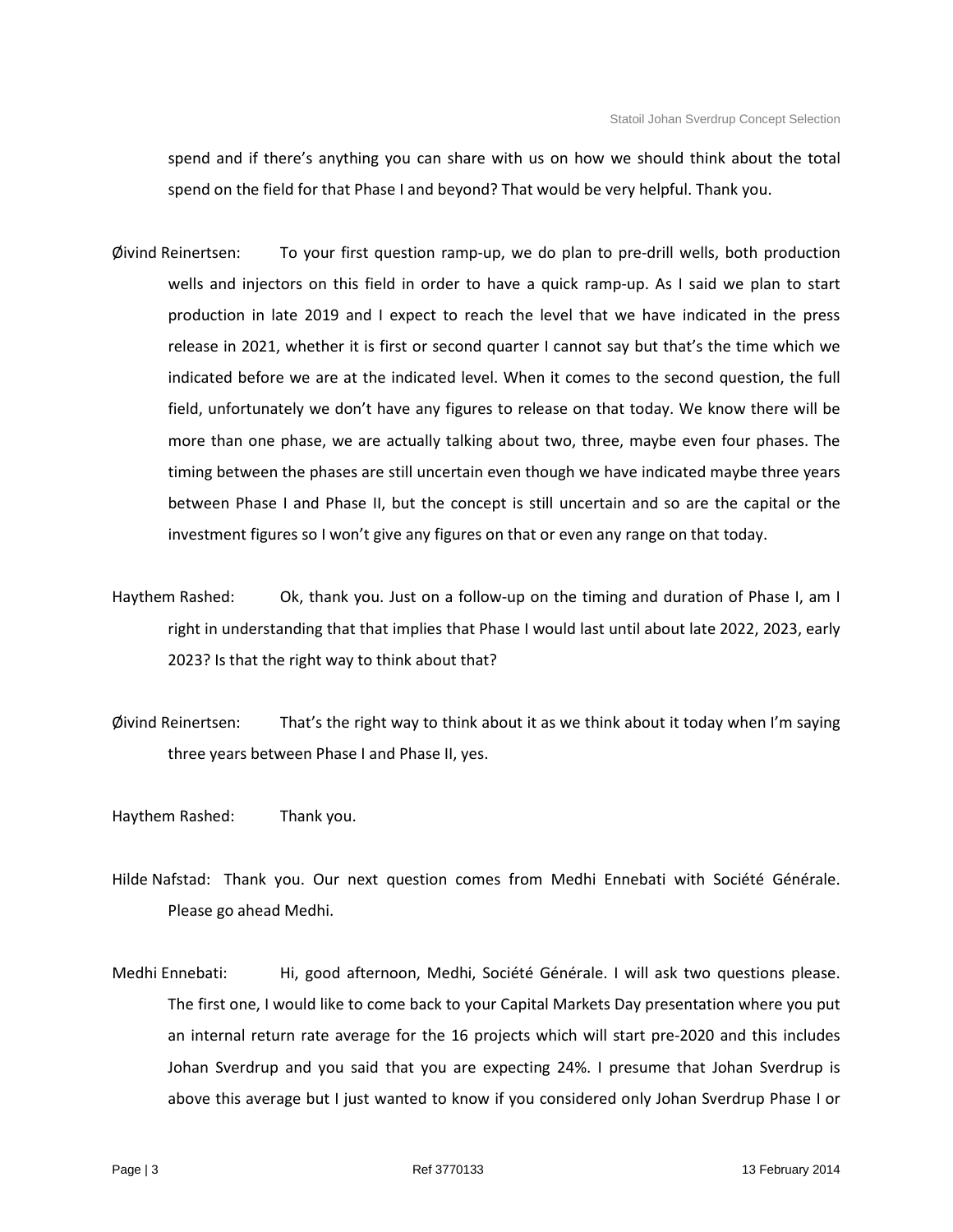spend and if there's anything you can share with us on how we should think about the total spend on the field for that Phase I and beyond? That would be very helpful. Thank you.

Øivind Reinertsen: To your first question ramp-up, we do plan to pre-drill wells, both production wells and injectors on this field in order to have a quick ramp-up. As I said we plan to start production in late 2019 and I expect to reach the level that we have indicated in the press release in 2021, whether it is first or second quarter I cannot say but that's the time which we indicated before we are at the indicated level. When it comes to the second question, the full field, unfortunately we don't have any figures to release on that today. We know there will be more than one phase, we are actually talking about two, three, maybe even four phases. The timing between the phases are still uncertain even though we have indicated maybe three years between Phase I and Phase II, but the concept is still uncertain and so are the capital or the investment figures so I won't give any figures on that or even any range on that today.

Haythem Rashed: Ok, thank you. Just on a follow-up on the timing and duration of Phase I, am I right in understanding that that implies that Phase I would last until about late 2022, 2023, early 2023? Is that the right way to think about that?

Øivind Reinertsen: That's the right way to think about it as we think about it today when I'm saying three years between Phase I and Phase II, yes.

Haythem Rashed: Thank you.

Hilde Nafstad: Thank you. Our next question comes from Medhi Ennebati with Société Générale. Please go ahead Medhi.

Medhi Ennebati: Hi, good afternoon, Medhi, Société Générale. I will ask two questions please. The first one, I would like to come back to your Capital Markets Day presentation where you put an internal return rate average for the 16 projects which will start pre-2020 and this includes Johan Sverdrup and you said that you are expecting 24%. I presume that Johan Sverdrup is above this average but I just wanted to know if you considered only Johan Sverdrup Phase I or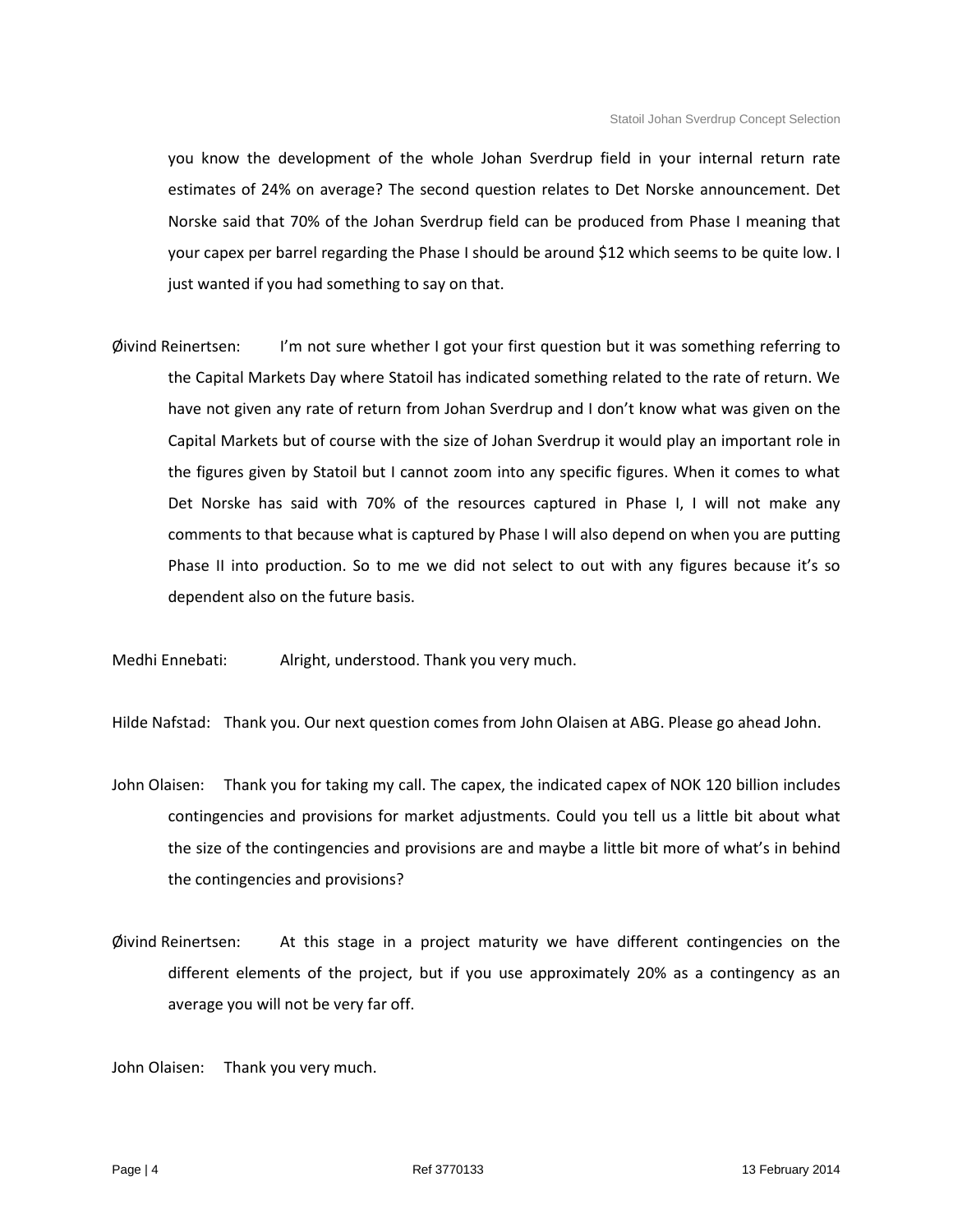you know the development of the whole Johan Sverdrup field in your internal return rate estimates of 24% on average? The second question relates to Det Norske announcement. Det Norske said that 70% of the Johan Sverdrup field can be produced from Phase I meaning that your capex per barrel regarding the Phase I should be around $12 which seems to be quite low. I just wanted if you had something to say on that.

Øivind Reinertsen: I'm not sure whether I got your first question but it was something referring to the Capital Markets Day where Statoil has indicated something related to the rate of return. We have not given any rate of return from Johan Sverdrup and I don't know what was given on the Capital Markets but of course with the size of Johan Sverdrup it would play an important role in the figures given by Statoil but I cannot zoom into any specific figures. When it comes to what Det Norske has said with 70% of the resources captured in Phase I, I will not make any comments to that because what is captured by Phase I will also depend on when you are putting Phase II into production. So to me we did not select to out with any figures because it's so dependent also on the future basis.

Medhi Ennebati: Alright, understood. Thank you very much.

Hilde Nafstad: Thank you. Our next question comes from John Olaisen at ABG. Please go ahead John.

John Olaisen: Thank you for taking my call. The capex, the indicated capex of NOK 120 billion includes contingencies and provisions for market adjustments. Could you tell us a little bit about what the size of the contingencies and provisions are and maybe a little bit more of what's in behind the contingencies and provisions?

Øivind Reinertsen: At this stage in a project maturity we have different contingencies on the different elements of the project, but if you use approximately 20% as a contingency as an average you will not be very far off.

John Olaisen: Thank you very much.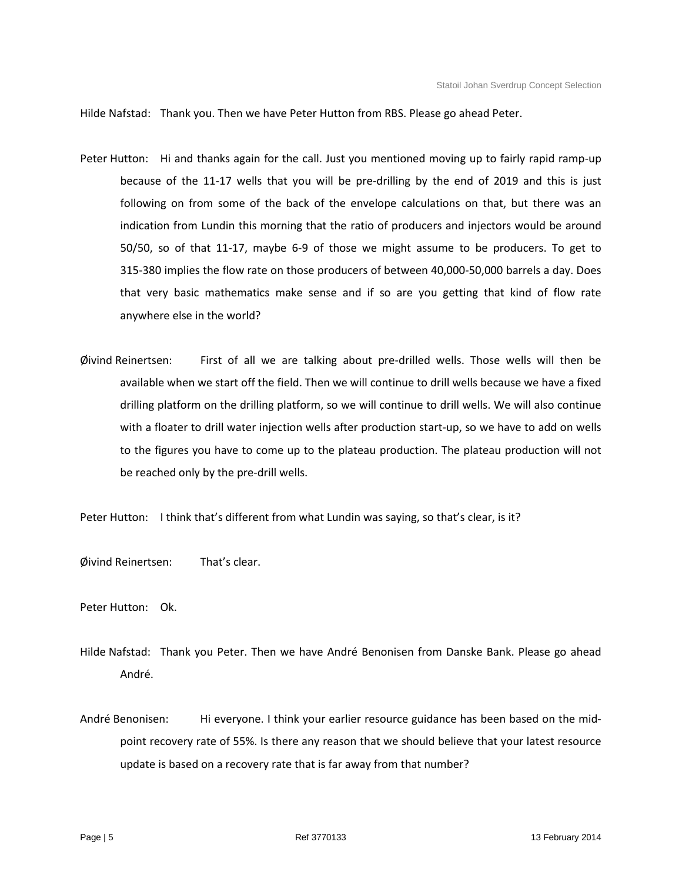Hilde Nafstad: Thank you. Then we have Peter Hutton from RBS. Please go ahead Peter.

Peter Hutton: Hi and thanks again for the call. Just you mentioned moving up to fairly rapid ramp-up because of the 11-17 wells that you will be pre-drilling by the end of 2019 and this is just following on from some of the back of the envelope calculations on that, but there was an indication from Lundin this morning that the ratio of producers and injectors would be around 50/50, so of that 11-17, maybe 6-9 of those we might assume to be producers. To get to 315-380 implies the flow rate on those producers of between 40,000-50,000 barrels a day. Does that very basic mathematics make sense and if so are you getting that kind of flow rate anywhere else in the world?

Øivind Reinertsen: First of all we are talking about pre-drilled wells. Those wells will then be available when we start off the field. Then we will continue to drill wells because we have a fixed drilling platform on the drilling platform, so we will continue to drill wells. We will also continue with a floater to drill water injection wells after production start-up, so we have to add on wells to the figures you have to come up to the plateau production. The plateau production will not be reached only by the pre-drill wells.

Peter Hutton: I think that's different from what Lundin was saying, so that's clear, is it?

Øivind Reinertsen: That's clear.

Peter Hutton: Ok.

Hilde Nafstad: Thank you Peter. Then we have André Benonisen from Danske Bank. Please go ahead André.

André Benonisen: Hi everyone. I think your earlier resource guidance has been based on the mid-point recovery rate of 55%. Is there any reason that we should believe that your latest resource update is based on a recovery rate that is far away from that number?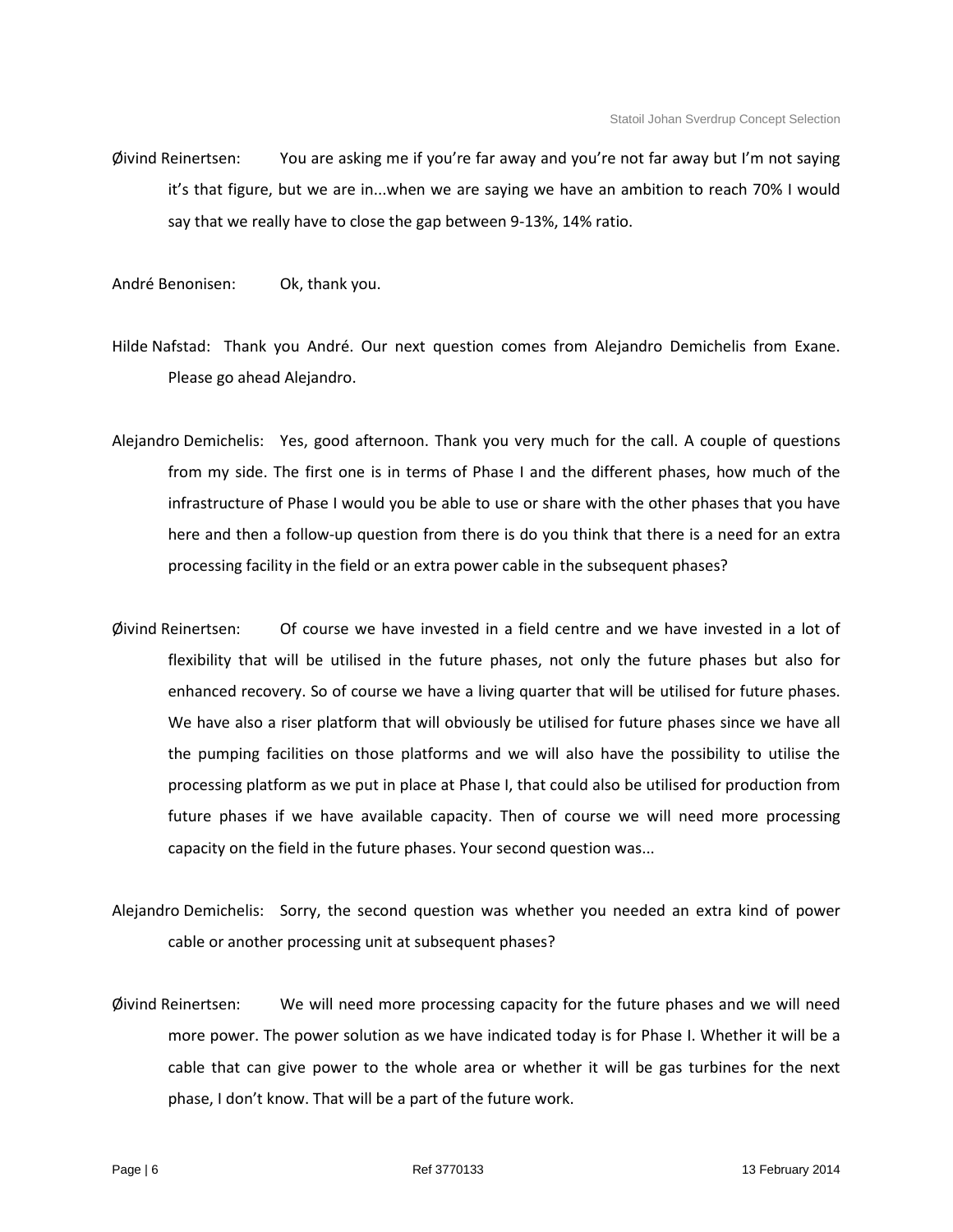Øivind Reinertsen: You are asking me if you're far away and you're not far away but I'm not saying it's that figure, but we are in...when we are saying we have an ambition to reach 70% I would say that we really have to close the gap between 9-13%, 14% ratio.

André Benonisen: Ok, thank you.

Hilde Nafstad: Thank you André. Our next question comes from Alejandro Demichelis from Exane. Please go ahead Alejandro.

Alejandro Demichelis: Yes, good afternoon. Thank you very much for the call. A couple of questions from my side. The first one is in terms of Phase I and the different phases, how much of the infrastructure of Phase I would you be able to use or share with the other phases that you have here and then a follow-up question from there is do you think that there is a need for an extra processing facility in the field or an extra power cable in the subsequent phases?

Øivind Reinertsen: Of course we have invested in a field centre and we have invested in a lot of flexibility that will be utilised in the future phases, not only the future phases but also for enhanced recovery. So of course we have a living quarter that will be utilised for future phases. We have also a riser platform that will obviously be utilised for future phases since we have all the pumping facilities on those platforms and we will also have the possibility to utilise the processing platform as we put in place at Phase I, that could also be utilised for production from future phases if we have available capacity. Then of course we will need more processing capacity on the field in the future phases. Your second question was...

Alejandro Demichelis: Sorry, the second question was whether you needed an extra kind of power cable or another processing unit at subsequent phases?

Øivind Reinertsen: We will need more processing capacity for the future phases and we will need more power. The power solution as we have indicated today is for Phase I. Whether it will be a cable that can give power to the whole area or whether it will be gas turbines for the next phase, I don't know. That will be a part of the future work.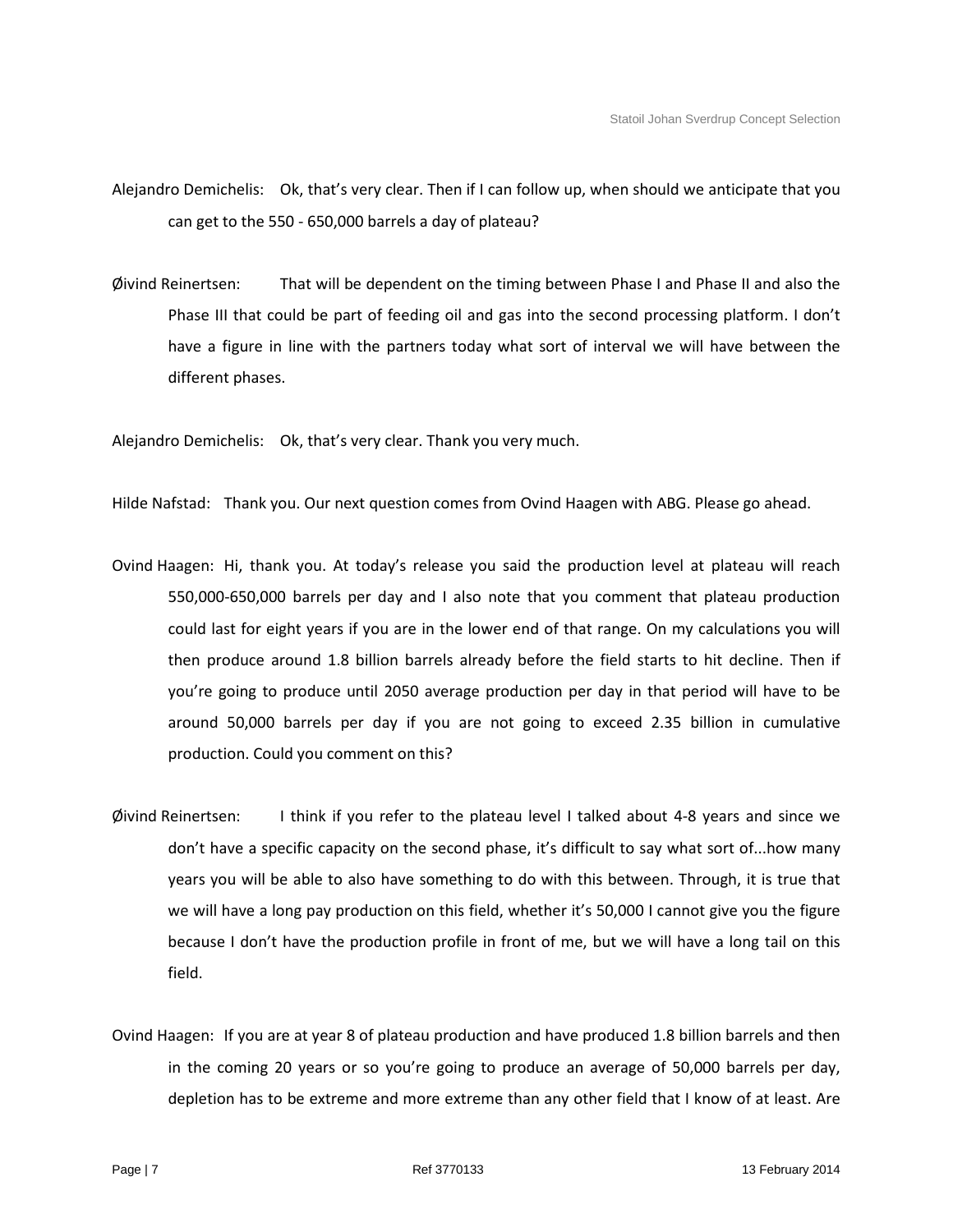Alejandro Demichelis: Ok, that's very clear. Then if I can follow up, when should we anticipate that you can get to the 550 - 650,000 barrels a day of plateau?

Øivind Reinertsen: That will be dependent on the timing between Phase I and Phase II and also the Phase III that could be part of feeding oil and gas into the second processing platform. I don't have a figure in line with the partners today what sort of interval we will have between the different phases.

Alejandro Demichelis: Ok, that's very clear. Thank you very much.

Hilde Nafstad: Thank you. Our next question comes from Ovind Haagen with ABG. Please go ahead.

Ovind Haagen: Hi, thank you. At today's release you said the production level at plateau will reach 550,000-650,000 barrels per day and I also note that you comment that plateau production could last for eight years if you are in the lower end of that range. On my calculations you will then produce around 1.8 billion barrels already before the field starts to hit decline. Then if you're going to produce until 2050 average production per day in that period will have to be around 50,000 barrels per day if you are not going to exceed 2.35 billion in cumulative production. Could you comment on this?

Øivind Reinertsen: I think if you refer to the plateau level I talked about 4-8 years and since we don't have a specific capacity on the second phase, it's difficult to say what sort of...how many years you will be able to also have something to do with this between. Through, it is true that we will have a long pay production on this field, whether it's 50,000 I cannot give you the figure because I don't have the production profile in front of me, but we will have a long tail on this field.

Ovind Haagen: If you are at year 8 of plateau production and have produced 1.8 billion barrels and then in the coming 20 years or so you're going to produce an average of 50,000 barrels per day, depletion has to be extreme and more extreme than any other field that I know of at least. Are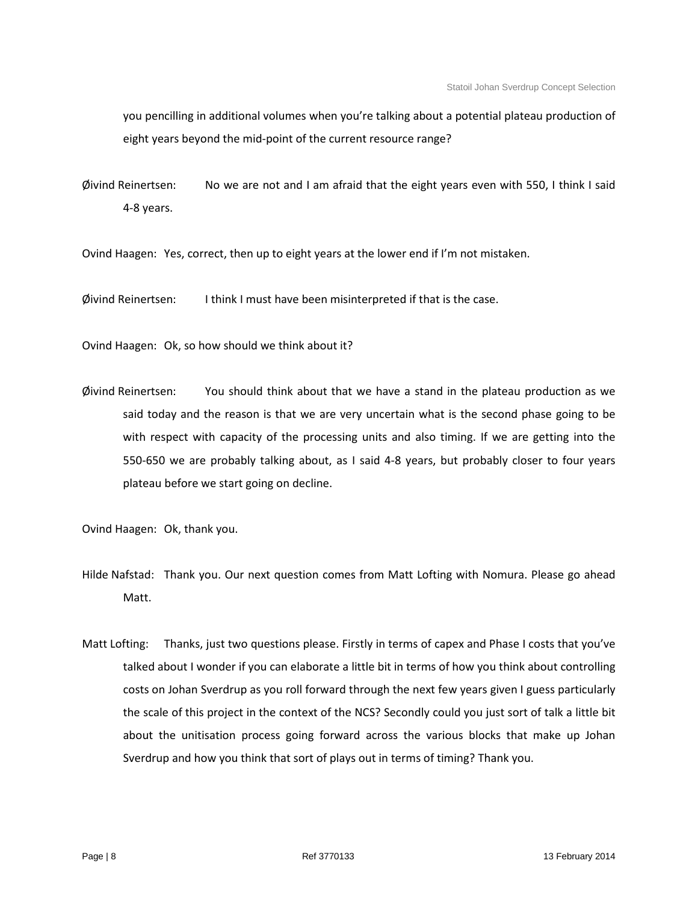you pencilling in additional volumes when you're talking about a potential plateau production of eight years beyond the mid-point of the current resource range?

Øivind Reinertsen: No we are not and I am afraid that the eight years even with 550, I think I said 4-8 years.

Ovind Haagen: Yes, correct, then up to eight years at the lower end if I'm not mistaken.

Øivind Reinertsen: I think I must have been misinterpreted if that is the case.

Ovind Haagen: Ok, so how should we think about it?

Øivind Reinertsen: You should think about that we have a stand in the plateau production as we said today and the reason is that we are very uncertain what is the second phase going to be with respect with capacity of the processing units and also timing. If we are getting into the 550-650 we are probably talking about, as I said 4-8 years, but probably closer to four years plateau before we start going on decline.

Ovind Haagen: Ok, thank you.

Hilde Nafstad: Thank you. Our next question comes from Matt Lofting with Nomura. Please go ahead Matt.

Matt Lofting: Thanks, just two questions please. Firstly in terms of capex and Phase I costs that you've talked about I wonder if you can elaborate a little bit in terms of how you think about controlling costs on Johan Sverdrup as you roll forward through the next few years given I guess particularly the scale of this project in the context of the NCS? Secondly could you just sort of talk a little bit about the unitisation process going forward across the various blocks that make up Johan Sverdrup and how you think that sort of plays out in terms of timing? Thank you.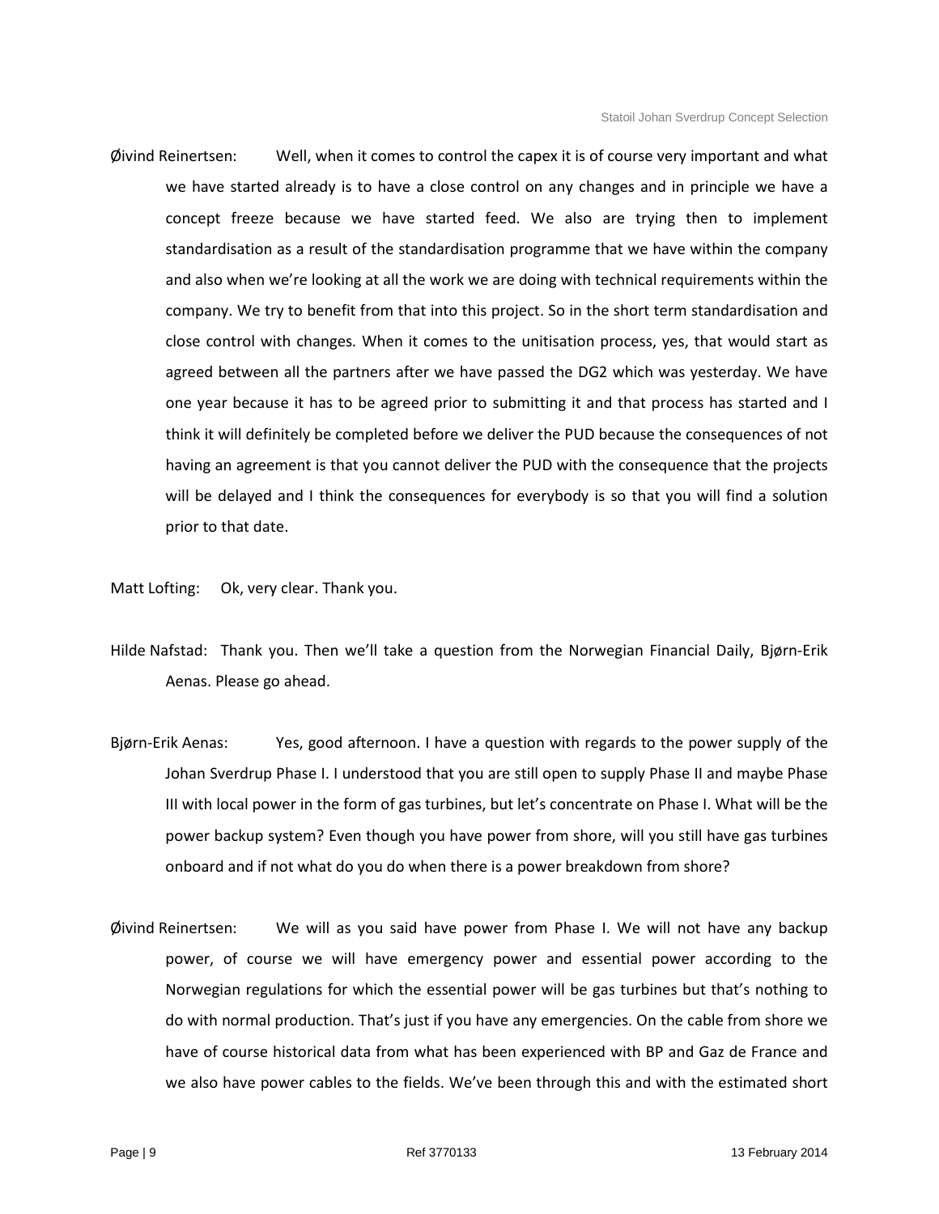Øivind Reinertsen: Well, when it comes to control the capex it is of course very important and what we have started already is to have a close control on any changes and in principle we have a concept freeze because we have started feed. We also are trying then to implement standardisation as a result of the standardisation programme that we have within the company and also when we're looking at all the work we are doing with technical requirements within the company. We try to benefit from that into this project. So in the short term standardisation and close control with changes. When it comes to the unitisation process, yes, that would start as agreed between all the partners after we have passed the DG2 which was yesterday. We have one year because it has to be agreed prior to submitting it and that process has started and I think it will definitely be completed before we deliver the PUD because the consequences of not having an agreement is that you cannot deliver the PUD with the consequence that the projects will be delayed and I think the consequences for everybody is so that you will find a solution prior to that date.

Matt Lofting: Ok, very clear. Thank you.

Hilde Nafstad: Thank you. Then we'll take a question from the Norwegian Financial Daily, Bjørn-Erik Aenas. Please go ahead.

Bjørn-Erik Aenas: Yes, good afternoon. I have a question with regards to the power supply of the Johan Sverdrup Phase I. I understood that you are still open to supply Phase II and maybe Phase III with local power in the form of gas turbines, but let's concentrate on Phase I. What will be the power backup system? Even though you have power from shore, will you still have gas turbines onboard and if not what do you do when there is a power breakdown from shore?

Øivind Reinertsen: We will as you said have power from Phase I. We will not have any backup power, of course we will have emergency power and essential power according to the Norwegian regulations for which the essential power will be gas turbines but that's nothing to do with normal production. That's just if you have any emergencies. On the cable from shore we have of course historical data from what has been experienced with BP and Gaz de France and we also have power cables to the fields. We've been through this and with the estimated short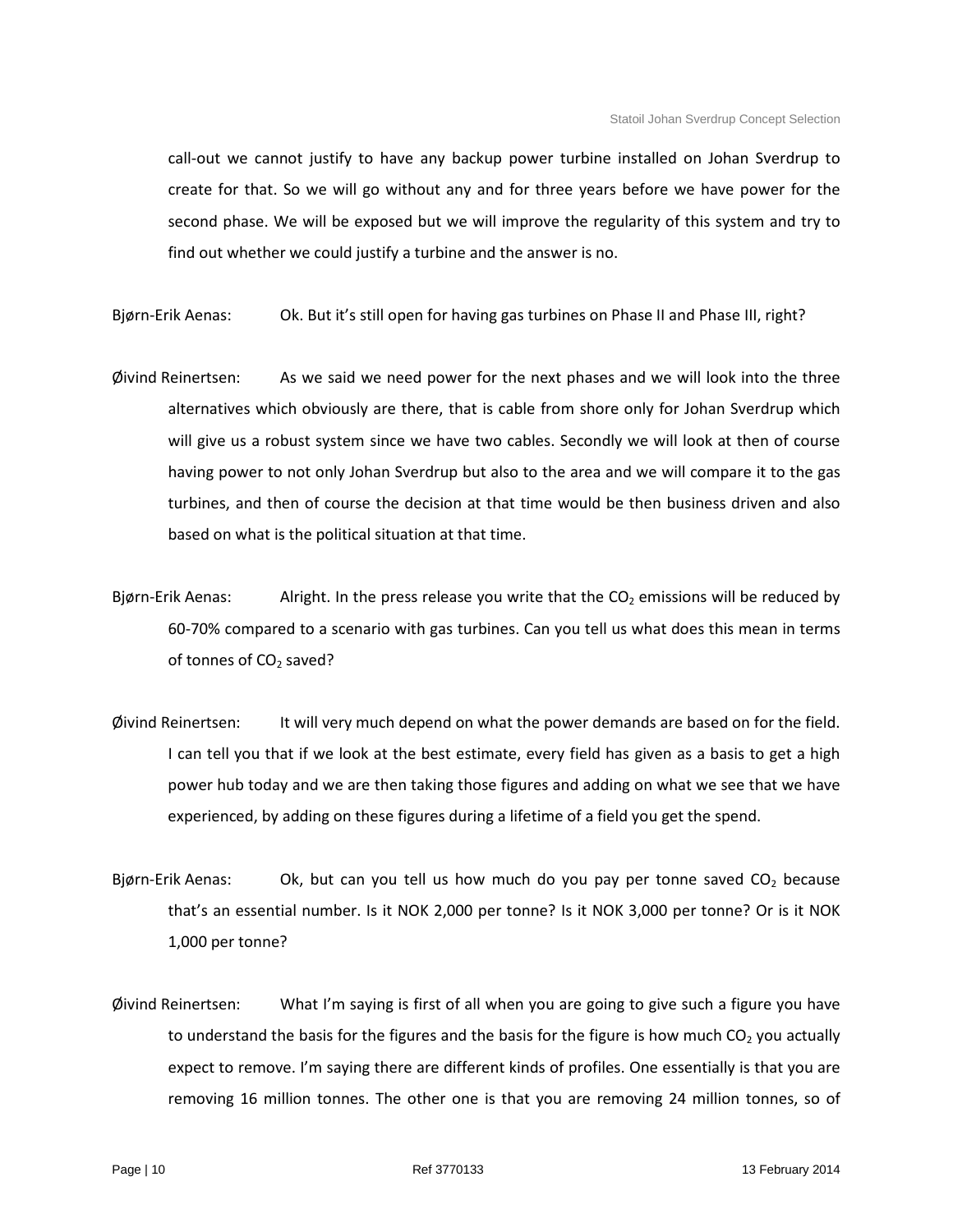call-out we cannot justify to have any backup power turbine installed on Johan Sverdrup to create for that. So we will go without any and for three years before we have power for the second phase. We will be exposed but we will improve the regularity of this system and try to find out whether we could justify a turbine and the answer is no.

Bjørn-Erik Aenas: Ok. But it's still open for having gas turbines on Phase II and Phase III, right?

Øivind Reinertsen: As we said we need power for the next phases and we will look into the three alternatives which obviously are there, that is cable from shore only for Johan Sverdrup which will give us a robust system since we have two cables. Secondly we will look at then of course having power to not only Johan Sverdrup but also to the area and we will compare it to the gas turbines, and then of course the decision at that time would be then business driven and also based on what is the political situation at that time.

Bjørn-Erik Aenas: Alright. In the press release you write that the $CO_2$ emissions will be reduced by 60-70% compared to a scenario with gas turbines. Can you tell us what does this mean in terms of tonnes of $CO_2$ saved?

Øivind Reinertsen: It will very much depend on what the power demands are based on for the field. I can tell you that if we look at the best estimate, every field has given as a basis to get a high power hub today and we are then taking those figures and adding on what we see that we have experienced, by adding on these figures during a lifetime of a field you get the spend.

Bjørn-Erik Aenas: Ok, but can you tell us how much do you pay per tonne saved $CO_2$ because that's an essential number. Is it NOK 2,000 per tonne? Is it NOK 3,000 per tonne? Or is it NOK 1,000 per tonne?

Øivind Reinertsen: What I'm saying is first of all when you are going to give such a figure you have to understand the basis for the figures and the basis for the figure is how much $CO_2$ you actually expect to remove. I'm saying there are different kinds of profiles. One essentially is that you are removing 16 million tonnes. The other one is that you are removing 24 million tonnes, so of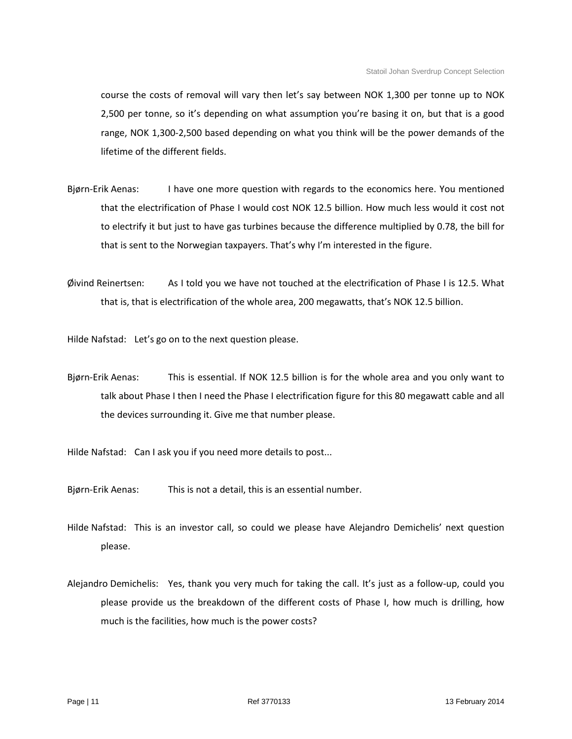course the costs of removal will vary then let's say between NOK 1,300 per tonne up to NOK 2,500 per tonne, so it's depending on what assumption you're basing it on, but that is a good range, NOK 1,300-2,500 based depending on what you think will be the power demands of the lifetime of the different fields.

Bjørn-Erik Aenas: I have one more question with regards to the economics here. You mentioned that the electrification of Phase I would cost NOK 12.5 billion. How much less would it cost not to electrify it but just to have gas turbines because the difference multiplied by 0.78, the bill for that is sent to the Norwegian taxpayers. That's why I'm interested in the figure.

Øivind Reinertsen: As I told you we have not touched at the electrification of Phase I is 12.5. What that is, that is electrification of the whole area, 200 megawatts, that's NOK 12.5 billion.

Hilde Nafstad: Let's go on to the next question please.

Bjørn-Erik Aenas: This is essential. If NOK 12.5 billion is for the whole area and you only want to talk about Phase I then I need the Phase I electrification figure for this 80 megawatt cable and all the devices surrounding it. Give me that number please.

Hilde Nafstad: Can I ask you if you need more details to post...

Bjørn-Erik Aenas: This is not a detail, this is an essential number.

Hilde Nafstad: This is an investor call, so could we please have Alejandro Demichelis' next question please.

Alejandro Demichelis: Yes, thank you very much for taking the call. It's just as a follow-up, could you please provide us the breakdown of the different costs of Phase I, how much is drilling, how much is the facilities, how much is the power costs?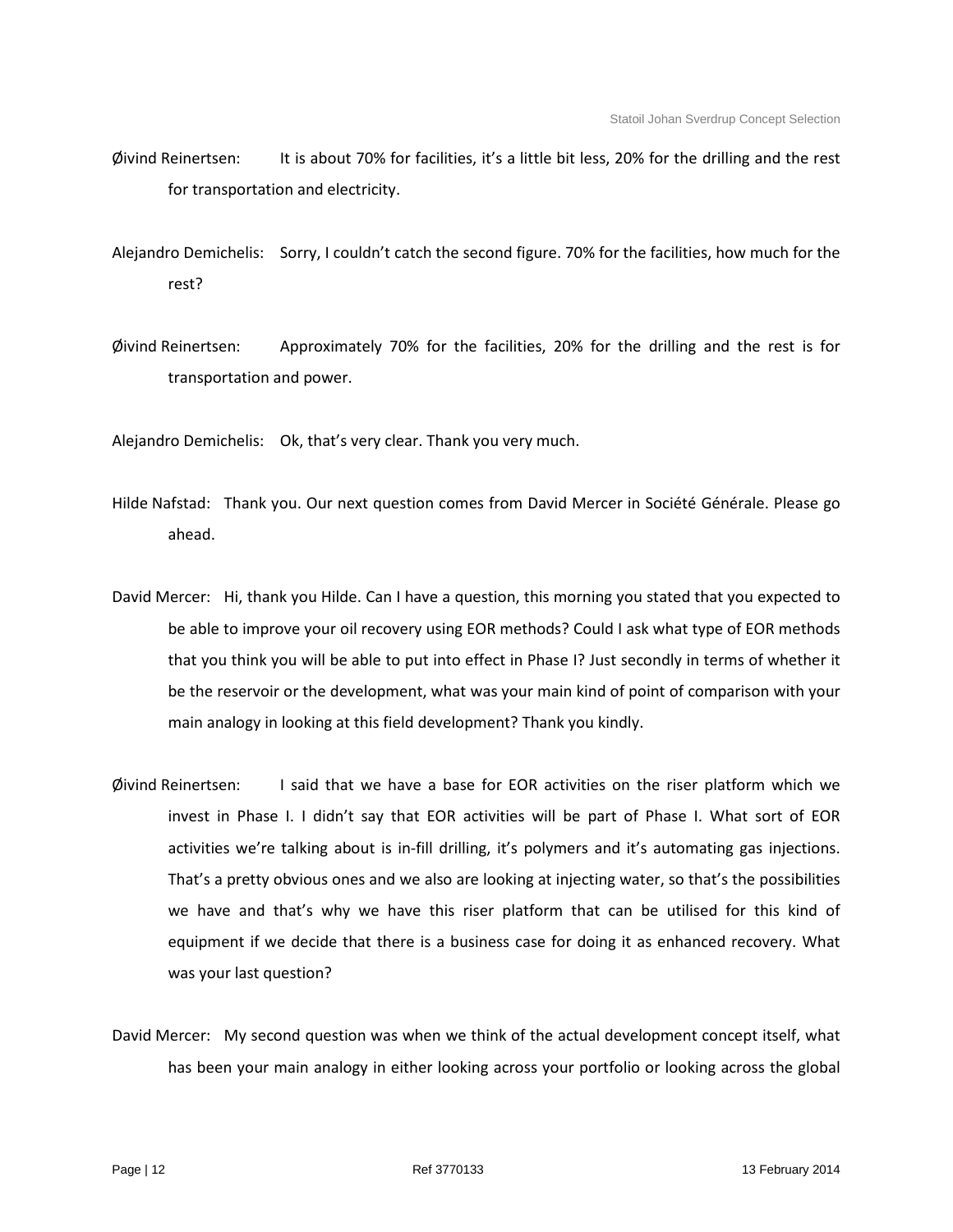Øivind Reinertsen: It is about 70% for facilities, it's a little bit less, 20% for the drilling and the rest for transportation and electricity.

Alejandro Demichelis: Sorry, I couldn't catch the second figure. 70% for the facilities, how much for the rest?

Øivind Reinertsen: Approximately 70% for the facilities, 20% for the drilling and the rest is for transportation and power.

Alejandro Demichelis: Ok, that's very clear. Thank you very much.

Hilde Nafstad: Thank you. Our next question comes from David Mercer in Société Générale. Please go ahead.

David Mercer: Hi, thank you Hilde. Can I have a question, this morning you stated that you expected to be able to improve your oil recovery using EOR methods? Could I ask what type of EOR methods that you think you will be able to put into effect in Phase I? Just secondly in terms of whether it be the reservoir or the development, what was your main kind of point of comparison with your main analogy in looking at this field development? Thank you kindly.

Øivind Reinertsen: I said that we have a base for EOR activities on the riser platform which we invest in Phase I. I didn't say that EOR activities will be part of Phase I. What sort of EOR activities we're talking about is in-fill drilling, it's polymers and it's automating gas injections. That's a pretty obvious ones and we also are looking at injecting water, so that's the possibilities we have and that's why we have this riser platform that can be utilised for this kind of equipment if we decide that there is a business case for doing it as enhanced recovery. What was your last question?

David Mercer: My second question was when we think of the actual development concept itself, what has been your main analogy in either looking across your portfolio or looking across the global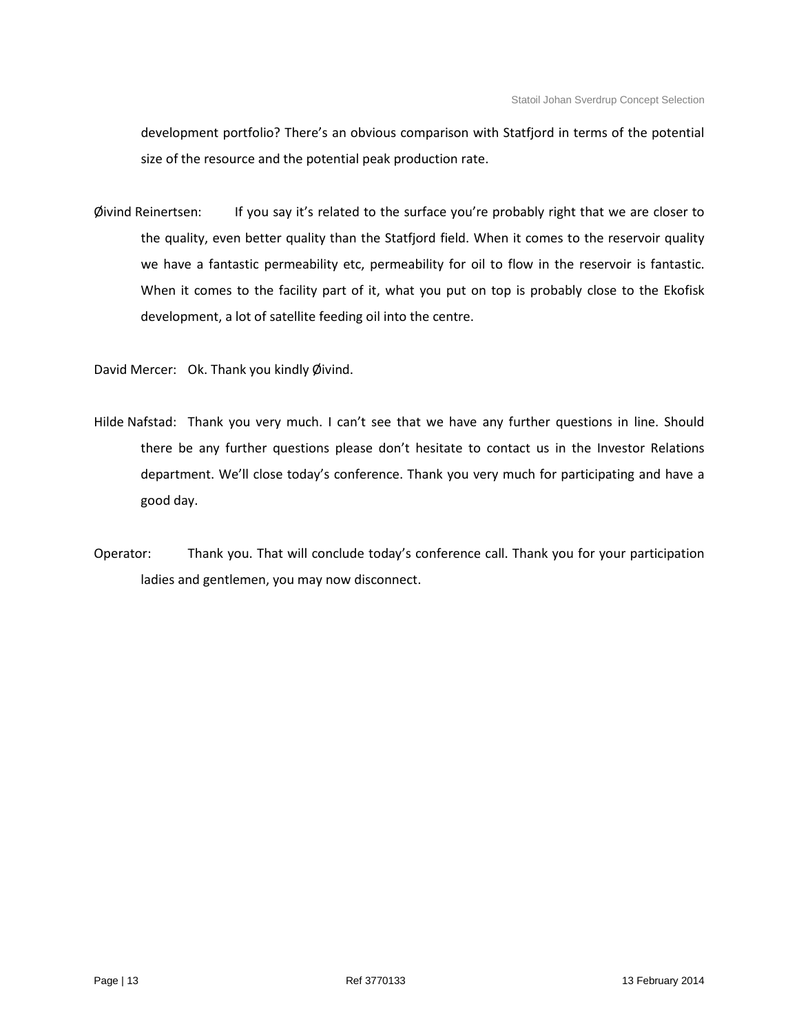development portfolio? There's an obvious comparison with Statfjord in terms of the potential size of the resource and the potential peak production rate.

Øivind Reinertsen: If you say it's related to the surface you're probably right that we are closer to the quality, even better quality than the Statfjord field. When it comes to the reservoir quality we have a fantastic permeability etc, permeability for oil to flow in the reservoir is fantastic. When it comes to the facility part of it, what you put on top is probably close to the Ekofisk development, a lot of satellite feeding oil into the centre.

David Mercer: Ok. Thank you kindly Øivind.

Hilde Nafstad: Thank you very much. I can't see that we have any further questions in line. Should there be any further questions please don't hesitate to contact us in the Investor Relations department. We'll close today's conference. Thank you very much for participating and have a good day.

Operator: Thank you. That will conclude today's conference call. Thank you for your participation ladies and gentlemen, you may now disconnect.